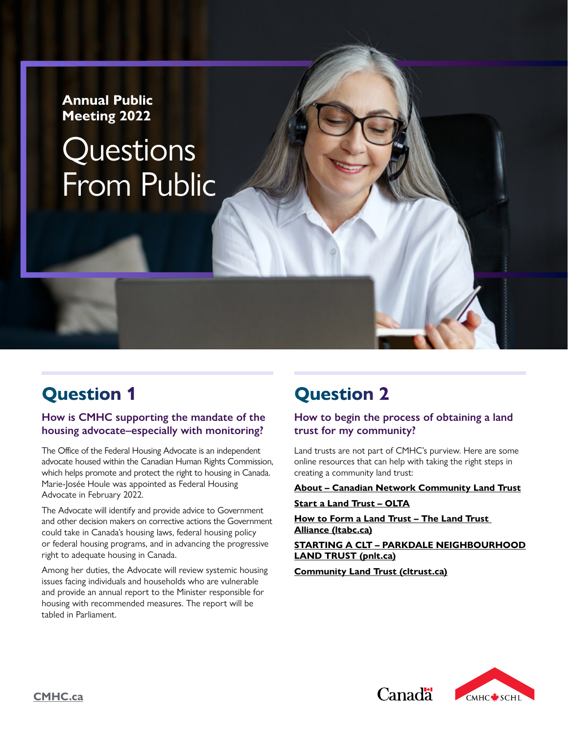**Annual Public Meeting 2022**

# Questions From Public

## Question 1

### How is CMHC supporting the mandate of the housing advocate–especially with monitoring?

The Office of the Federal Housing Advocate is an independent advocate housed within the Canadian Human Rights Commission, which helps promote and protect the right to housing in Canada. Marie-Josée Houle was appointed as Federal Housing Advocate in February 2022.

The Advocate will identify and provide advice to Government and other decision makers on corrective actions the Government could take in Canada's housing laws, federal housing policy or federal housing programs, and in advancing the progressive right to adequate housing in Canada.

Among her duties, the Advocate will review systemic housing issues facing individuals and households who are vulnerable and provide an annual report to the Minister responsible for housing with recommended measures. The report will be tabled in Parliament.

## Question 2

### How to begin the process of obtaining a land trust for my community?

Land trusts are not part of CMHC's purview. Here are some online resources that can help with taking the right steps in creating a community land trust:

**About – Canadian Network Community Land Trust**

**Start a Land Trust – OLTA**

**How to Form a Land Trust – The Land Trust Alliance (ltabc.ca)**

**STARTING A CLT – PARKDALE NEIGHBOURHOOD LAND TRUST (pnlt.ca)**

**Community Land Trust (cltrust.ca)**

CMHC.ca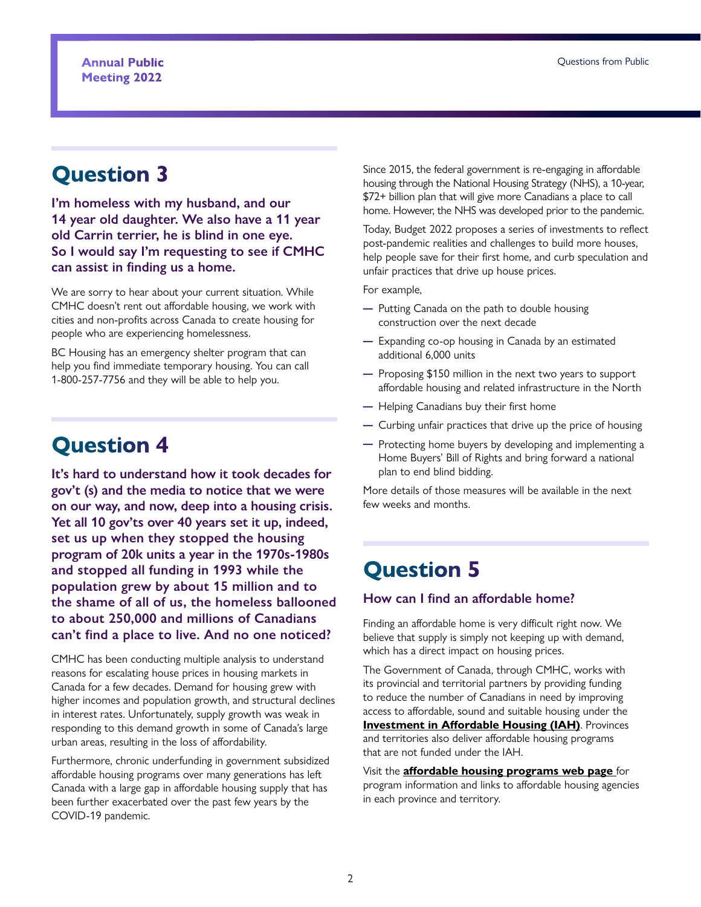## Question 3

**I'm homeless with my husband, and our 14 year old daughter. We also have a 11 year old Carrin terrier, he is blind in one eye. So I would say I'm requesting to see if CMHC can assist in finding us a home.**

We are sorry to hear about your current situation. While CMHC doesn't rent out affordable housing, we work with cities and non-profits across Canada to create housing for people who are experiencing homelessness.

BC Housing has an emergency shelter program that can help you find immediate temporary housing. You can call 1-800-257-7756 and they will be able to help you.

## Question 4

**It's hard to understand how it took decades for gov't (s) and the media to notice that we were on our way, and now, deep into a housing crisis. Yet all 10 gov'ts over 40 years set it up, indeed, set us up when they stopped the housing program of 20k units a year in the 1970s-1980s and stopped all funding in 1993 while the population grew by about 15 million and to the shame of all of us, the homeless ballooned to about 250,000 and millions of Canadians can't find a place to live. And no one noticed?**

CMHC has been conducting multiple analysis to understand reasons for escalating house prices in housing markets in Canada for a few decades. Demand for housing grew with higher incomes and population growth, and structural declines in interest rates. Unfortunately, supply growth was weak in responding to this demand growth in some of Canada's large urban areas, resulting in the loss of affordability.

Furthermore, chronic underfunding in government subsidized affordable housing programs over many generations has left Canada with a large gap in affordable housing supply that has been further exacerbated over the past few years by the COVID-19 pandemic.

Since 2015, the federal government is re-engaging in affordable housing through the National Housing Strategy (NHS), a 10-year, $72+ billion plan that will give more Canadians a place to call home. However, the NHS was developed prior to the pandemic.

Today, Budget 2022 proposes a series of investments to reflect post-pandemic realities and challenges to build more houses, help people save for their first home, and curb speculation and unfair practices that drive up house prices.

For example,

- Putting Canada on the path to double housing construction over the next decade
- Expanding co-op housing in Canada by an estimated additional 6,000 units
- Proposing $150 million in the next two years to support affordable housing and related infrastructure in the North
- Helping Canadians buy their first home
- Curbing unfair practices that drive up the price of housing
- Protecting home buyers by developing and implementing a Home Buyers' Bill of Rights and bring forward a national plan to end blind bidding.

More details of those measures will be available in the next few weeks and months.

## Question 5

### How can I find an affordable home?

Finding an affordable home is very difficult right now. We believe that supply is simply not keeping up with demand, which has a direct impact on housing prices.

The Government of Canada, through CMHC, works with its provincial and territorial partners by providing funding to reduce the number of Canadians in need by improving access to affordable, sound and suitable housing under the **Investment in Affordable Housing (IAH)**. Provinces and territories also deliver affordable housing programs that are not funded under the IAH.

Visit the **affordable housing programs web page** for program information and links to affordable housing agencies in each province and territory.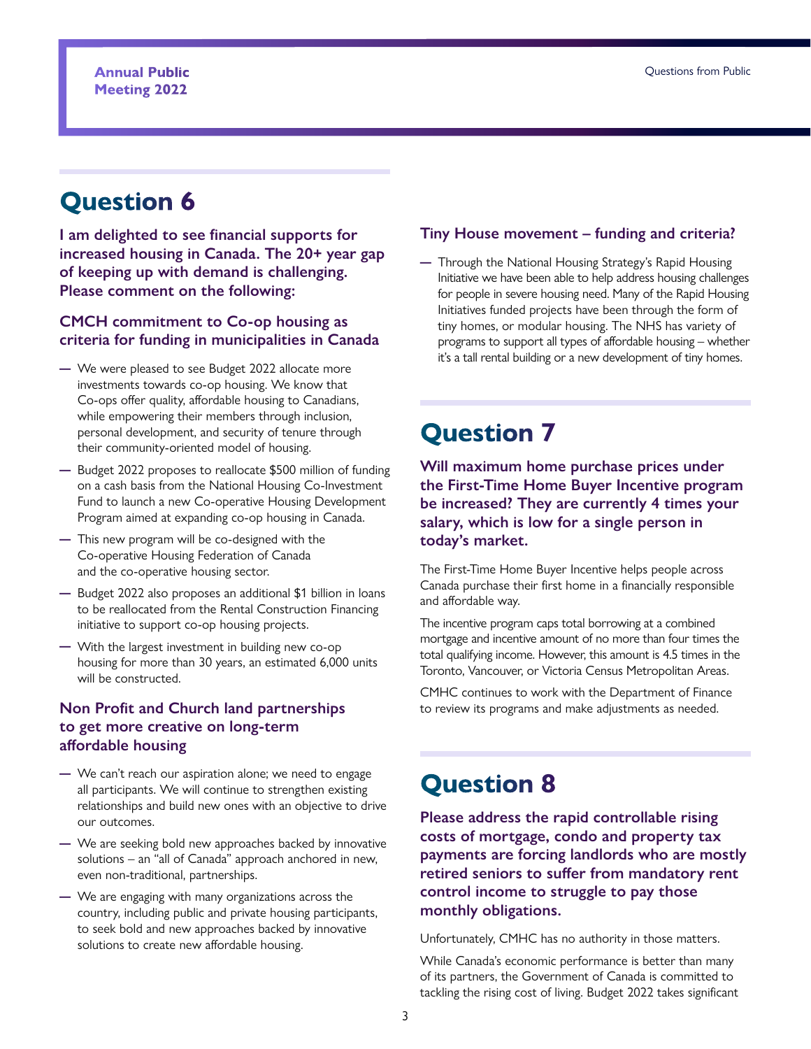## Question 6

**I am delighted to see financial supports for increased housing in Canada. The 20+ year gap of keeping up with demand is challenging. Please comment on the following:**

### CMCH commitment to Co-op housing as criteria for funding in municipalities in Canada

- We were pleased to see Budget 2022 allocate more investments towards co-op housing. We know that Co-ops offer quality, affordable housing to Canadians, while empowering their members through inclusion, personal development, and security of tenure through their community-oriented model of housing.
- Budget 2022 proposes to reallocate $500 million of funding on a cash basis from the National Housing Co-Investment Fund to launch a new Co-operative Housing Development Program aimed at expanding co-op housing in Canada.
- This new program will be co-designed with the Co-operative Housing Federation of Canada and the co-operative housing sector.
- Budget 2022 also proposes an additional $1 billion in loans to be reallocated from the Rental Construction Financing initiative to support co-op housing projects.
- With the largest investment in building new co-op housing for more than 30 years, an estimated 6,000 units will be constructed.

### Non Profit and Church land partnerships to get more creative on long-term affordable housing

- We can't reach our aspiration alone; we need to engage all participants. We will continue to strengthen existing relationships and build new ones with an objective to drive our outcomes.
- We are seeking bold new approaches backed by innovative solutions – an "all of Canada" approach anchored in new, even non-traditional, partnerships.
- We are engaging with many organizations across the country, including public and private housing participants, to seek bold and new approaches backed by innovative solutions to create new affordable housing.

### Tiny House movement – funding and criteria?

- Through the National Housing Strategy's Rapid Housing Initiative we have been able to help address housing challenges for people in severe housing need. Many of the Rapid Housing Initiatives funded projects have been through the form of tiny homes, or modular housing. The NHS has variety of programs to support all types of affordable housing – whether it's a tall rental building or a new development of tiny homes.

## Question 7

**Will maximum home purchase prices under the First-Time Home Buyer Incentive program be increased? They are currently 4 times your salary, which is low for a single person in today's market.**

The First-Time Home Buyer Incentive helps people across Canada purchase their first home in a financially responsible and affordable way.

The incentive program caps total borrowing at a combined mortgage and incentive amount of no more than four times the total qualifying income. However, this amount is 4.5 times in the Toronto, Vancouver, or Victoria Census Metropolitan Areas.

CMHC continues to work with the Department of Finance to review its programs and make adjustments as needed.

## Question 8

**Please address the rapid controllable rising costs of mortgage, condo and property tax payments are forcing landlords who are mostly retired seniors to suffer from mandatory rent control income to struggle to pay those monthly obligations.**

Unfortunately, CMHC has no authority in those matters.

While Canada's economic performance is better than many of its partners, the Government of Canada is committed to tackling the rising cost of living. Budget 2022 takes significant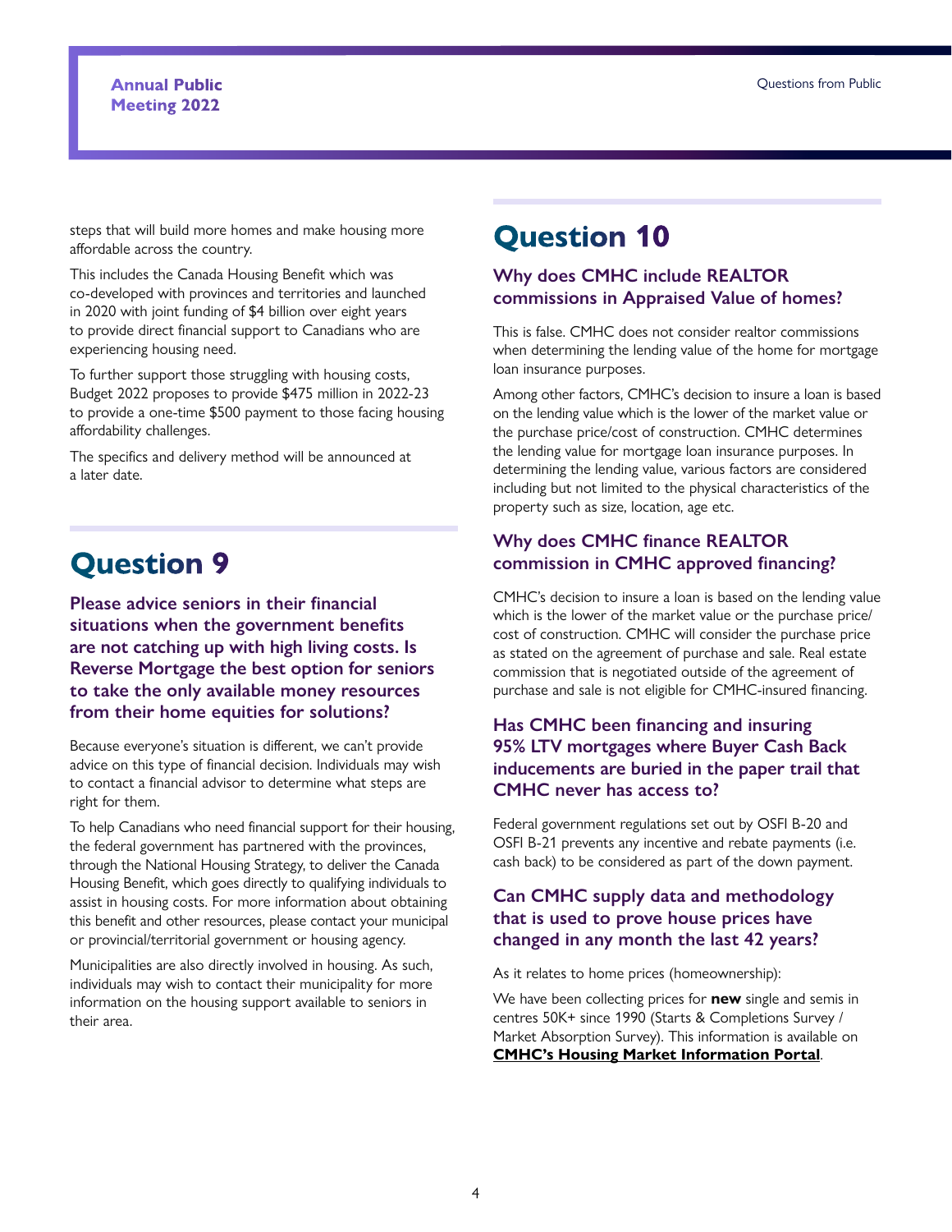steps that will build more homes and make housing more affordable across the country.

This includes the Canada Housing Benefit which was co-developed with provinces and territories and launched in 2020 with joint funding of $4 billion over eight years to provide direct financial support to Canadians who are experiencing housing need.

To further support those struggling with housing costs, Budget 2022 proposes to provide $475 million in 2022-23 to provide a one-time $500 payment to those facing housing affordability challenges.

The specifics and delivery method will be announced at a later date.

# Question 9

### Please advice seniors in their financial situations when the government benefits are not catching up with high living costs. Is Reverse Mortgage the best option for seniors to take the only available money resources from their home equities for solutions?

Because everyone's situation is different, we can't provide advice on this type of financial decision. Individuals may wish to contact a financial advisor to determine what steps are right for them.

To help Canadians who need financial support for their housing, the federal government has partnered with the provinces, through the National Housing Strategy, to deliver the Canada Housing Benefit, which goes directly to qualifying individuals to assist in housing costs. For more information about obtaining this benefit and other resources, please contact your municipal or provincial/territorial government or housing agency.

Municipalities are also directly involved in housing. As such, individuals may wish to contact their municipality for more information on the housing support available to seniors in their area.

# Question 10

### Why does CMHC include REALTOR commissions in Appraised Value of homes?

This is false. CMHC does not consider realtor commissions when determining the lending value of the home for mortgage loan insurance purposes.

Among other factors, CMHC's decision to insure a loan is based on the lending value which is the lower of the market value or the purchase price/cost of construction. CMHC determines the lending value for mortgage loan insurance purposes. In determining the lending value, various factors are considered including but not limited to the physical characteristics of the property such as size, location, age etc.

### Why does CMHC finance REALTOR commission in CMHC approved financing?

CMHC's decision to insure a loan is based on the lending value which is the lower of the market value or the purchase price/cost of construction. CMHC will consider the purchase price as stated on the agreement of purchase and sale. Real estate commission that is negotiated outside of the agreement of purchase and sale is not eligible for CMHC-insured financing.

### Has CMHC been financing and insuring 95% LTV mortgages where Buyer Cash Back inducements are buried in the paper trail that CMHC never has access to?

Federal government regulations set out by OSFI B-20 and OSFI B-21 prevents any incentive and rebate payments (i.e. cash back) to be considered as part of the down payment.

### Can CMHC supply data and methodology that is used to prove house prices have changed in any month the last 42 years?

As it relates to home prices (homeownership):

We have been collecting prices for **new** single and semis in centres 50K+ since 1990 (Starts & Completions Survey / Market Absorption Survey). This information is available on **CMHC's Housing Market Information Portal**.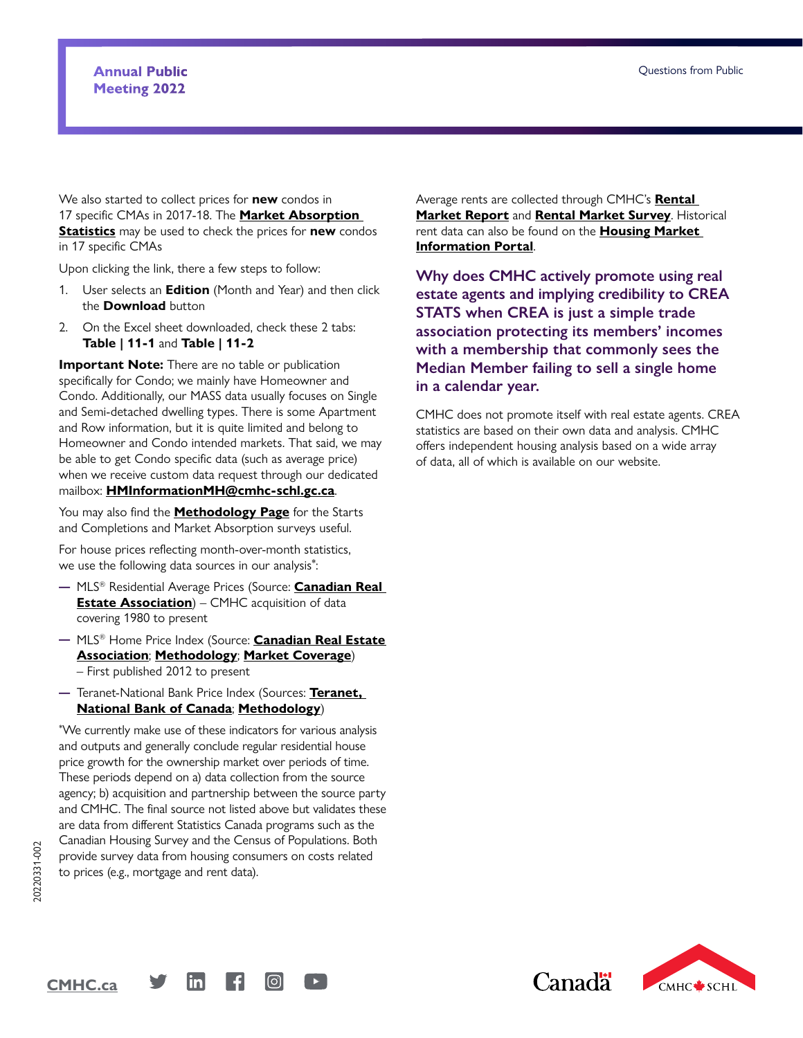We also started to collect prices for **new** condos in 17 specific CMAs in 2017-18. The **Market Absorption Statistics** may be used to check the prices for **new** condos in 17 specific CMAs

Upon clicking the link, there a few steps to follow:

1. User selects an **Edition** (Month and Year) and then click the **Download** button
2. On the Excel sheet downloaded, check these 2 tabs: **Table | 11-1** and **Table | 11-2**

**Important Note:** There are no table or publication specifically for Condo; we mainly have Homeowner and Condo. Additionally, our MASS data usually focuses on Single and Semi-detached dwelling types. There is some Apartment and Row information, but it is quite limited and belong to Homeowner and Condo intended markets. That said, we may be able to get Condo specific data (such as average price) when we receive custom data request through our dedicated mailbox: **HMInformationMH@cmhc-schl.gc.ca**.

You may also find the **Methodology Page** for the Starts and Completions and Market Absorption surveys useful.

For house prices reflecting month-over-month statistics, we use the following data sources in our analysis*:

- MLS® Residential Average Prices (Source: **Canadian Real Estate Association**) – CMHC acquisition of data covering 1980 to present
- MLS® Home Price Index (Source: **Canadian Real Estate Association**; **Methodology**; **Market Coverage**) – First published 2012 to present
- Teranet-National Bank Price Index (Sources: **Teranet, National Bank of Canada**; **Methodology**)

*We currently make use of these indicators for various analysis and outputs and generally conclude regular residential house price growth for the ownership market over periods of time. These periods depend on a) data collection from the source agency; b) acquisition and partnership between the source party and CMHC. The final source not listed above but validates these are data from different Statistics Canada programs such as the Canadian Housing Survey and the Census of Populations. Both provide survey data from housing consumers on costs related to prices (e.g., mortgage and rent data).

Average rents are collected through CMHC's **Rental Market Report** and **Rental Market Survey**. Historical rent data can also be found on the **Housing Market Information Portal**.

## Why does CMHC actively promote using real estate agents and implying credibility to CREA STATS when CREA is just a simple trade association protecting its members' incomes with a membership that commonly sees the Median Member failing to sell a single home in a calendar year.

CMHC does not promote itself with real estate agents. CREA statistics are based on their own data and analysis. CMHC offers independent housing analysis based on a wide array of data, all of which is available on our website.